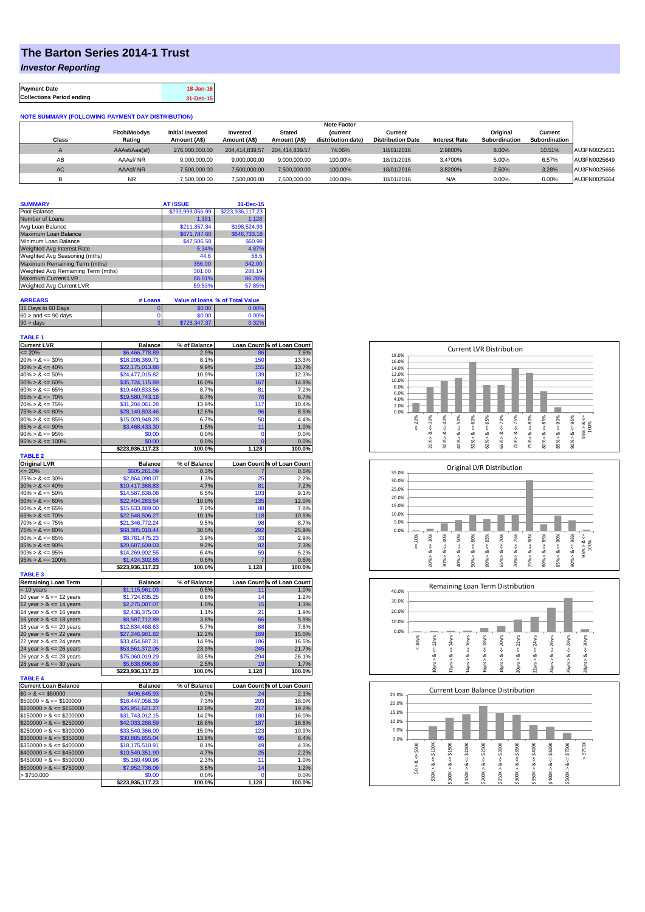# The Barton Series 2014-1 Trust

## *Investor Reporting*

| Payment Date | 18-Jan-16 |
|---|---|
| Collections Period ending | 31-Dec-15 |

**NOTE SUMMARY (FOLLOWING PAYMENT DAY DISTRIBUTION)**

| Class | Fitch/Moodys Rating | Initial Invested Amount (A$) | Invested Amount (A$) | Stated Amount (A$) | Note Factor (current distribution date) | Current Distribution Date | Interest Rate | Original Subordination | Current Subordination | |
|---|---|---|---|---|---|---|---|---|---|---|
| A | AAAsf/Aaa(sf) | 276,000,000.00 | 204,414,839.57 | 204,414,839.57 | 74.06% | 18/01/2016 | 2.9800% | 8.00% | 10.51% | AU3FN0025631 |
| AB | AAAsf/ NR | 9,000,000.00 | 9,000,000.00 | 9,000,000.00 | 100.00% | 18/01/2016 | 3.4700% | 5.00% | 6.57% | AU3FN0025649 |
| AC | AAAsf/ NR | 7,500,000.00 | 7,500,000.00 | 7,500,000.00 | 100.00% | 18/01/2016 | 3.8200% | 2.50% | 3.28% | AU3FN0025656 |
| B | NR | 7,500,000.00 | 7,500,000.00 | 7,500,000.00 | 100.00% | 18/01/2016 | N/A | 0.00% | 0.00% | AU3FN0025664 |

| SUMMARY | AT ISSUE | 31-Dec-15 |
|---|---|---|
| Pool Balance | $293,998,056.99 | $223,936,117.23 |
| Number of Loans | 1,391 | 1,128 |
| Avg Loan Balance | $211,357.34 | $198,524.93 |
| Maximum Loan Balance | $671,787.60 | $646,733.18 |
| Minimum Loan Balance | $47,506.58 | $60.98 |
| Weighted Avg Interest Rate | 5.34% | 4.87% |
| Weighted Avg Seasoning (mths) | 44.6 | 58.5 |
| Maximum Remaining Term (mths) | 356.00 | 342.00 |
| Weighted Avg Remaining Term (mths) | 301.00 | 288.19 |
| Maximum Current LVR | 88.01% | 86.28% |
| Weighted Avg Current LVR | 59.53% | 57.85% |

| ARREARS | # Loans | Value of loans | % of Total Value |
|---|---|---|---|
| 31 Days to 60 Days | 0 | $0.00 | 0.00% |
| 60 > and <= 90 days | 0 | $0.00 | 0.00% |
| 90 > days | 3 | $726,347.37 | 0.32% |

**TABLE 1**

| Current LVR | Balance | % of Balance | Loan Count | % of Loan Count |
|---|---|---|---|---|
| <= 20% | $6,466,778.89 | 2.9% | 86 | 7.6% |
| 20% > & <= 30% | $18,208,369.71 | 8.1% | 150 | 13.3% |
| 30% > & <= 40% | $22,175,013.88 | 9.9% | 155 | 13.7% |
| 40% > & <= 50% | $24,477,015.82 | 10.9% | 139 | 12.3% |
| 50% > & <= 60% | $35,724,115.89 | 16.0% | 167 | 14.8% |
| 60% > & <= 65% | $19,469,833.56 | 8.7% | 81 | 7.2% |
| 65% > & <= 70% | $19,580,743.16 | 8.7% | 76 | 6.7% |
| 70% > & <= 75% | $31,204,061.28 | 13.9% | 117 | 10.4% |
| 75% > & <= 80% | $28,140,803.46 | 12.6% | 96 | 8.5% |
| 80% > & <= 85% | $15,020,948.28 | 6.7% | 50 | 4.4% |
| 85% > & <= 90% | $3,468,433.30 | 1.5% | 11 | 1.0% |
| 90% > & <= 95% | $0.00 | 0.0% | 0 | 0.0% |
| 95% > & <= 100% | $0.00 | 0.0% | 0 | 0.0% |
| | $223,936,117.23 | 100.0% | 1,128 | 100.0% |

**TABLE 2**

| Original LVR | Balance | % of Balance | Loan Count | % of Loan Count |
|---|---|---|---|---|
| <= 20% | $605,261.09 | 0.3% | 7 | 0.6% |
| 25% > & <= 30% | $2,864,098.07 | 1.3% | 25 | 2.2% |
| 30% > & <= 40% | $10,417,368.83 | 4.7% | 81 | 7.2% |
| 40% > & <= 50% | $14,587,638.08 | 6.5% | 103 | 9.1% |
| 50% > & <= 60% | $22,404,283.54 | 10.0% | 135 | 12.0% |
| 60% > & <= 65% | $15,633,889.00 | 7.0% | 88 | 7.8% |
| 65% > & <= 70% | $22,548,506.27 | 10.1% | 118 | 10.5% |
| 70% > & <= 75% | $21,346,772.24 | 9.5% | 98 | 8.7% |
| 75% > & <= 80% | $68,385,010.44 | 30.5% | 292 | 25.9% |
| 80% > & <= 85% | $8,761,475.23 | 3.9% | 33 | 2.9% |
| 85% > & <= 90% | $20,687,609.03 | 9.2% | 82 | 7.3% |
| 90% > & <= 95% | $14,269,902.55 | 6.4% | 59 | 5.2% |
| 95% > & <= 100% | $1,424,302.86 | 0.6% | 7 | 0.6% |
| | $223,936,117.23 | 100.0% | 1,128 | 100.0% |

**TABLE 3**

| Remaining Loan Term | Balance | % of Balance | Loan Count | % of Loan Count |
|---|---|---|---|---|
| < 10 years | $1,115,961.03 | 0.5% | 11 | 1.0% |
| 10 year > & <= 12 years | $1,724,835.25 | 0.8% | 14 | 1.2% |
| 12 year > & <= 14 years | $2,275,007.07 | 1.0% | 15 | 1.3% |
| 14 year > & <= 16 years | $2,436,375.00 | 1.1% | 21 | 1.9% |
| 16 year > & <= 18 years | $8,587,712.89 | 3.8% | 66 | 5.9% |
| 18 year > & <= 20 years | $12,834,468.63 | 5.7% | 88 | 7.8% |
| 20 year > & <= 22 years | $27,246,981.82 | 12.2% | 169 | 15.0% |
| 22 year > & <= 24 years | $33,454,687.31 | 14.9% | 186 | 16.5% |
| 24 year > & <= 26 years | $53,561,372.05 | 23.9% | 245 | 21.7% |
| 26 year > & <= 28 years | $75,060,019.29 | 33.5% | 294 | 26.1% |
| 28 year > & <= 30 years | $5,638,696.89 | 2.5% | 19 | 1.7% |
| | $223,936,117.23 | 100.0% | 1,128 | 100.0% |

**TABLE 4**

| Current Loan Balance | Balance | % of Balance | Loan Count | % of Loan Count |
|---|---|---|---|---|
| $0 > & <= $50000 | $496,845.93 | 0.2% | 24 | 2.1% |
| $50000 > & <= $100000 | $16,447,058.39 | 7.3% | 203 | 18.0% |
| $100000 > & <= $150000 | $26,951,621.27 | 12.0% | 217 | 19.2% |
| $150000 > & <= $200000 | $31,743,012.15 | 14.2% | 180 | 16.0% |
| $200000 > & <= $250000 | $42,033,268.59 | 18.8% | 187 | 16.6% |
| $250000 > & <= $300000 | $33,540,366.00 | 15.0% | 123 | 10.9% |
| $300000 > & <= $350000 | $30,885,855.04 | 13.8% | 95 | 8.4% |
| $350000 > & <= $400000 | $18,175,510.91 | 8.1% | 49 | 4.3% |
| $400000 > & <= $450000 | $10,549,351.90 | 4.7% | 25 | 2.2% |
| $450000 > & <= $500000 | $5,160,490.96 | 2.3% | 11 | 1.0% |
| $500000 > & <= $750000 | $7,952,736.09 | 3.6% | 14 | 1.2% |
| > $750,000 | $0.00 | 0.0% | 0 | 0.0% |
| | $223,936,117.23 | 100.0% | 1,128 | 100.0% |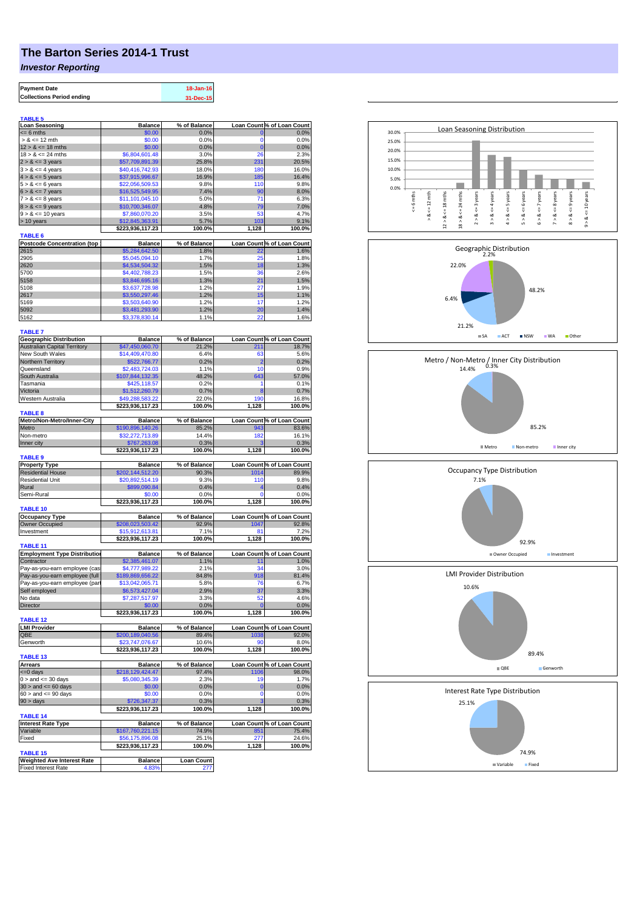# The Barton Series 2014-1 Trust

## *Investor Reporting*

| | |
|---|---|
| **Payment Date** | 18-Jan-16 |
| **Collections Period ending** | 31-Dec-15 |

**TABLE 5**

| Loan Seasoning | Balance | % of Balance | Loan Count | % of Loan Count |
|---|---|---|---|---|
| <= 6 mths | $0.00 | 0.0% | 0 | 0.0% |
| > & <= 12 mth | $0.00 | 0.0% | 0 | 0.0% |
| 12 > & <= 18 mths | $0.00 | 0.0% | 0 | 0.0% |
| 18 > & <= 24 mths | $6,804,601.48 | 3.0% | 26 | 2.3% |
| 2 > & <= 3 years | $57,709,891.39 | 25.8% | 231 | 20.5% |
| 3 > & <= 4 years | $40,416,742.93 | 18.0% | 180 | 16.0% |
| 4 > & <= 5 years | $37,915,996.67 | 16.9% | 185 | 16.4% |
| 5 > & <= 6 years | $22,056,509.53 | 9.8% | 110 | 9.8% |
| 6 > & <= 7 years | $16,525,549.95 | 7.4% | 90 | 8.0% |
| 7 > & <= 8 years | $11,101,045.10 | 5.0% | 71 | 6.3% |
| 8 > & <= 9 years | $10,700,346.07 | 4.8% | 79 | 7.0% |
| 9 > & <= 10 years | $7,860,070.20 | 3.5% | 53 | 4.7% |
| > 10 years | $12,845,363.91 | 5.7% | 103 | 9.1% |
| | $223,936,117.23 | 100.0% | 1,128 | 100.0% |

**TABLE 6**

| Postcode Concentration (top | Balance | % of Balance | Loan Count | % of Loan Count |
|---|---|---|---|---|
| 2615 | $5,284,642.50 | 1.8% | 22 | 1.6% |
| 2905 | $5,045,094.10 | 1.7% | 25 | 1.8% |
| 2620 | $4,534,504.32 | 1.5% | 18 | 1.3% |
| 5700 | $4,402,788.23 | 1.5% | 36 | 2.6% |
| 5158 | $3,846,695.16 | 1.3% | 21 | 1.5% |
| 5108 | $3,637,728.98 | 1.2% | 27 | 1.9% |
| 2617 | $3,550,297.46 | 1.2% | 15 | 1.1% |
| 5169 | $3,503,640.90 | 1.2% | 17 | 1.2% |
| 5092 | $3,481,293.90 | 1.2% | 20 | 1.4% |
| 5162 | $3,378,830.14 | 1.1% | 22 | 1.6% |

**TABLE 7**

| Geographic Distribution | Balance | % of Balance | Loan Count | % of Loan Count |
|---|---|---|---|---|
| Australian Capital Territory | $47,450,060.70 | 21.2% | 211 | 18.7% |
| New South Wales | $14,409,470.80 | 6.4% | 63 | 5.6% |
| Northern Territory | $522,766.77 | 0.2% | 2 | 0.2% |
| Queensland | $2,483,724.03 | 1.1% | 10 | 0.9% |
| South Australia | $107,844,132.35 | 48.2% | 643 | 57.0% |
| Tasmania | $425,118.57 | 0.2% | 1 | 0.1% |
| Victoria | $1,512,260.79 | 0.7% | 8 | 0.7% |
| Western Australia | $49,288,583.22 | 22.0% | 190 | 16.8% |
| | $223,936,117.23 | 100.0% | 1,128 | 100.0% |

**TABLE 8**

| Metro/Non-Metro/Inner-City | Balance | % of Balance | Loan Count | % of Loan Count |
|---|---|---|---|---|
| Metro | $190,896,140.26 | 85.2% | 943 | 83.6% |
| Non-metro | $32,272,713.89 | 14.4% | 182 | 16.1% |
| Inner city | $767,263.08 | 0.3% | 3 | 0.3% |
| | $223,936,117.23 | 100.0% | 1,128 | 100.0% |

**TABLE 9**

| Property Type | Balance | % of Balance | Loan Count | % of Loan Count |
|---|---|---|---|---|
| Residential House | $202,144,512.20 | 90.3% | 1014 | 89.9% |
| Residential Unit | $20,892,514.19 | 9.3% | 110 | 9.8% |
| Rural | $899,090.84 | 0.4% | 4 | 0.4% |
| Semi-Rural | $0.00 | 0.0% | 0 | 0.0% |
| | $223,936,117.23 | 100.0% | 1,128 | 100.0% |

**TABLE 10**

| Occupancy Type | Balance | % of Balance | Loan Count | % of Loan Count |
|---|---|---|---|---|
| Owner Occupied | $208,023,503.42 | 92.9% | 1047 | 92.8% |
| Investment | $15,912,613.81 | 7.1% | 81 | 7.2% |
| | $223,936,117.23 | 100.0% | 1,128 | 100.0% |

**TABLE 11**

| Employment Type Distribution | Balance | % of Balance | Loan Count | % of Loan Count |
|---|---|---|---|---|
| Contractor | $2,385,461.07 | 1.1% | 11 | 1.0% |
| Pay-as-you-earn employee (cas | $4,777,989.22 | 2.1% | 34 | 3.0% |
| Pay-as-you-earn employee (full | $189,869,656.22 | 84.8% | 918 | 81.4% |
| Pay-as-you-earn employee (part | $13,042,065.71 | 5.8% | 76 | 6.7% |
| Self employed | $6,573,427.04 | 2.9% | 37 | 3.3% |
| No data | $7,287,517.97 | 3.3% | 52 | 4.6% |
| Director | $0.00 | 0.0% | 0 | 0.0% |
| | $223,936,117.23 | 100.0% | 1,128 | 100.0% |

**TABLE 12**

| LMI Provider | Balance | % of Balance | Loan Count | % of Loan Count |
|---|---|---|---|---|
| QBE | $200,189,040.56 | 89.4% | 1038 | 92.0% |
| Genworth | $23,747,076.67 | 10.6% | 90 | 8.0% |
| | $223,936,117.23 | 100.0% | 1,128 | 100.0% |

**TABLE 13**

| Arrears | Balance | % of Balance | Loan Count | % of Loan Count |
|---|---|---|---|---|
| <=0 days | $218,129,424.47 | 97.4% | 1106 | 98.0% |
| 0 > and <= 30 days | $5,080,345.39 | 2.3% | 19 | 1.7% |
| 30 > and <= 60 days | $0.00 | 0.0% | 0 | 0.0% |
| 60 > and <= 90 days | $0.00 | 0.0% | 0 | 0.0% |
| 90 > days | $726,347.37 | 0.3% | 3 | 0.3% |
| | $223,936,117.23 | 100.0% | 1,128 | 100.0% |

**TABLE 14**

| Interest Rate Type | Balance | % of Balance | Loan Count | % of Loan Count |
|---|---|---|---|---|
| Variable | $167,760,221.15 | 74.9% | 851 | 75.4% |
| Fixed | $56,175,896.08 | 25.1% | 277 | 24.6% |
| | $223,936,117.23 | 100.0% | 1,128 | 100.0% |

**TABLE 15**

| Weighted Ave Interest Rate | Balance | Loan Count |
|---|---|---|
| Fixed Interest Rate | 4.83% | 277 |

Loan Seasoning Distribution
30.0%
25.0%
20.0%
15.0%
10.0%
5.0%
0.0%
<= 6 mths
> & <= 12 mth
12 > & <= 18 mths
18 > & <= 24 mths
2 > & <= 3 years
3 > & <= 4 years
4 > & <= 5 years
5 > & <= 6 years
6 > & <= 7 years
7 > & <= 8 years
8 > & <= 9 years
9 > & <= 10 years

Geographic Distribution
2.2%
22.0%
48.2%
6.4%
21.2%
SA ACT NSW WA Other

Metro / Non-Metro / Inner City Distribution
14.4%
0.3%
85.2%
Metro Non-metro Inner city

Occupancy Type Distribution
7.1%
92.9%
Owner Occupied Investment

LMI Provider Distribution
10.6%
89.4%
QBE Genworth

Interest Rate Type Distribution
25.1%
74.9%
Variable Fixed